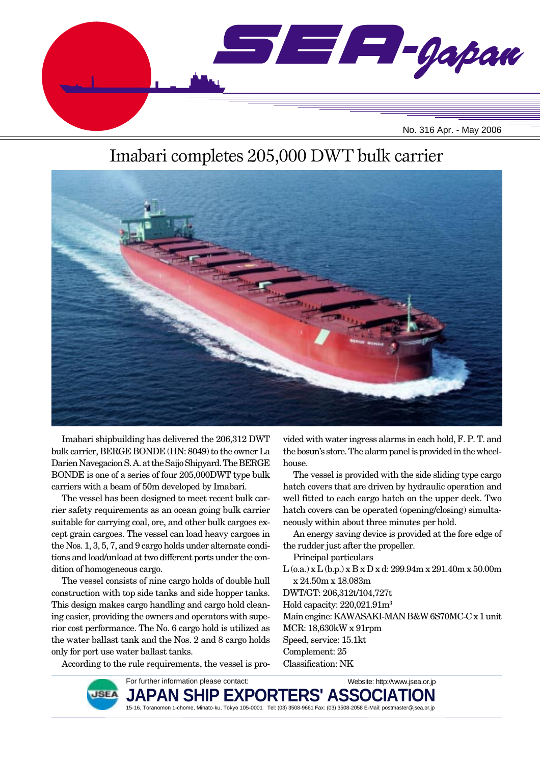# Imabari completes 205,000 DWT bulk carrier

Imabari shipbuilding has delivered the 206,312 DWT bulk carrier, BERGE BONDE (HN: 8049) to the owner La Darien Navegacion S. A. at the Saijo Shipyard. The BERGE BONDE is one of a series of four 205,000DWT type bulk carriers with a beam of 50m developed by Imabari.

The vessel has been designed to meet recent bulk carrier safety requirements as an ocean going bulk carrier suitable for carrying coal, ore, and other bulk cargoes except grain cargoes. The vessel can load heavy cargoes in the Nos. 1, 3, 5, 7, and 9 cargo holds under alternate conditions and load/unload at two different ports under the condition of homogeneous cargo.

The vessel consists of nine cargo holds of double hull construction with top side tanks and side hopper tanks. This design makes cargo handling and cargo hold cleaning easier, providing the owners and operators with superior cost performance. The No. 6 cargo hold is utilized as the water ballast tank and the Nos. 2 and 8 cargo holds only for port use water ballast tanks.

According to the rule requirements, the vessel is provided with water ingress alarms in each hold, F. P. T. and the bosun's store. The alarm panel is provided in the wheelhouse.

The vessel is provided with the side sliding type cargo hatch covers that are driven by hydraulic operation and well fitted to each cargo hatch on the upper deck. Two hatch covers can be operated (opening/closing) simultaneously within about three minutes per hold.

An energy saving device is provided at the fore edge of the rudder just after the propeller.

Principal particulars

L (o.a.) x L (b.p.) x B x D x d: 299.94m x 291.40m x 50.00m x 24.50m x 18.083m

DWT/GT: 206,312t/104,727t

Hold capacity: 220,021.91m$^3$

Main engine: KAWASAKI-MAN B&W 6S70MC-C x 1 unit

MCR: 18,630kW x 91rpm

Speed, service: 15.1kt

Complement: 25

Classification: NK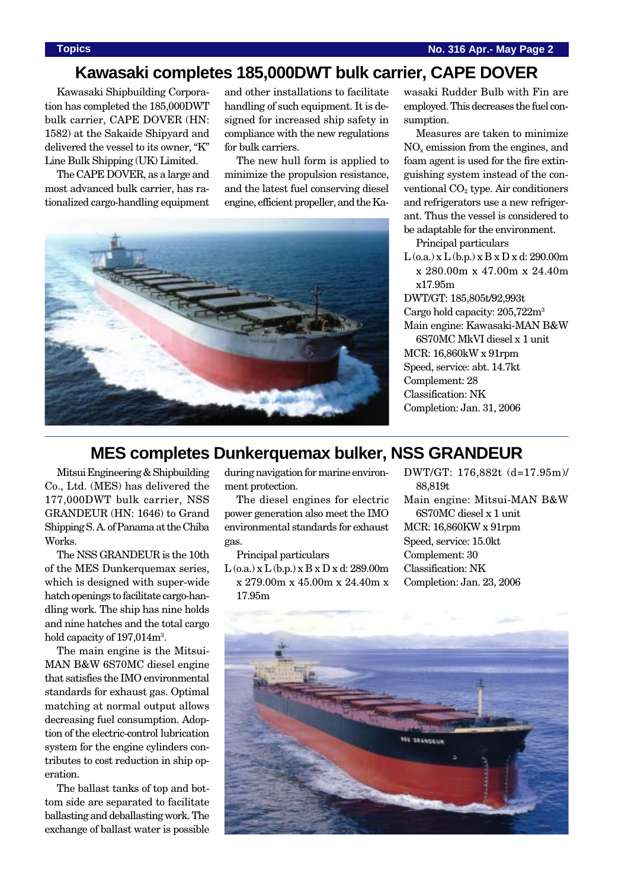## Kawasaki completes 185,000DWT bulk carrier, CAPE DOVER

Kawasaki Shipbuilding Corporation has completed the 185,000DWT bulk carrier, CAPE DOVER (HN: 1582) at the Sakaide Shipyard and delivered the vessel to its owner, "K" Line Bulk Shipping (UK) Limited.

The CAPE DOVER, as a large and most advanced bulk carrier, has rationalized cargo-handling equipment and other installations to facilitate handling of such equipment. It is designed for increased ship safety in compliance with the new regulations for bulk carriers.

The new hull form is applied to minimize the propulsion resistance, and the latest fuel conserving diesel engine, efficient propeller, and the Kawasaki Rudder Bulb with Fin are employed. This decreases the fuel consumption.

Measures are taken to minimize $NO_x$ emission from the engines, and foam agent is used for the fire extinguishing system instead of the conventional $CO_2$ type. Air conditioners and refrigerators use a new refrigerant. Thus the vessel is considered to be adaptable for the environment.

Principal particulars

L (o.a.) x L (b.p.) x B x D x d: 290.00m x 280.00m x 47.00m x 24.40m x17.95m
DWT/GT: 185,805t/92,993t
Cargo hold capacity: 205,722m$^3$
Main engine: Kawasaki-MAN B&W 6S70MC MkVI diesel x 1 unit
MCR: 16,860kW x 91rpm
Speed, service: abt. 14.7kt
Complement: 28
Classification: NK
Completion: Jan. 31, 2006

## MES completes Dunkerquemax bulker, NSS GRANDEUR

Mitsui Engineering & Shipbuilding Co., Ltd. (MES) has delivered the 177,000DWT bulk carrier, NSS GRANDEUR (HN: 1646) to Grand Shipping S. A. of Panama at the Chiba Works.

The NSS GRANDEUR is the 10th of the MES Dunkerquemax series, which is designed with super-wide hatch openings to facilitate cargo-handling work. The ship has nine holds and nine hatches and the total cargo hold capacity of 197,014m$^3$.

The main engine is the Mitsui-MAN B&W 6S70MC diesel engine that satisfies the IMO environmental standards for exhaust gas. Optimal matching at normal output allows decreasing fuel consumption. Adoption of the electric-control lubrication system for the engine cylinders contributes to cost reduction in ship operation.

The ballast tanks of top and bottom side are separated to facilitate ballasting and deballasting work. The exchange of ballast water is possible during navigation for marine environment protection.

The diesel engines for electric power generation also meet the IMO environmental standards for exhaust gas.

Principal particulars

L (o.a.) x L (b.p.) x B x D x d: 289.00m x 279.00m x 45.00m x 24.40m x 17.95m
DWT/GT: 176,882t (d=17.95m)/ 88,819t
Main engine: Mitsui-MAN B&W 6S70MC diesel x 1 unit
MCR: 16,860KW x 91rpm
Speed, service: 15.0kt
Complement: 30
Classification: NK
Completion: Jan. 23, 2006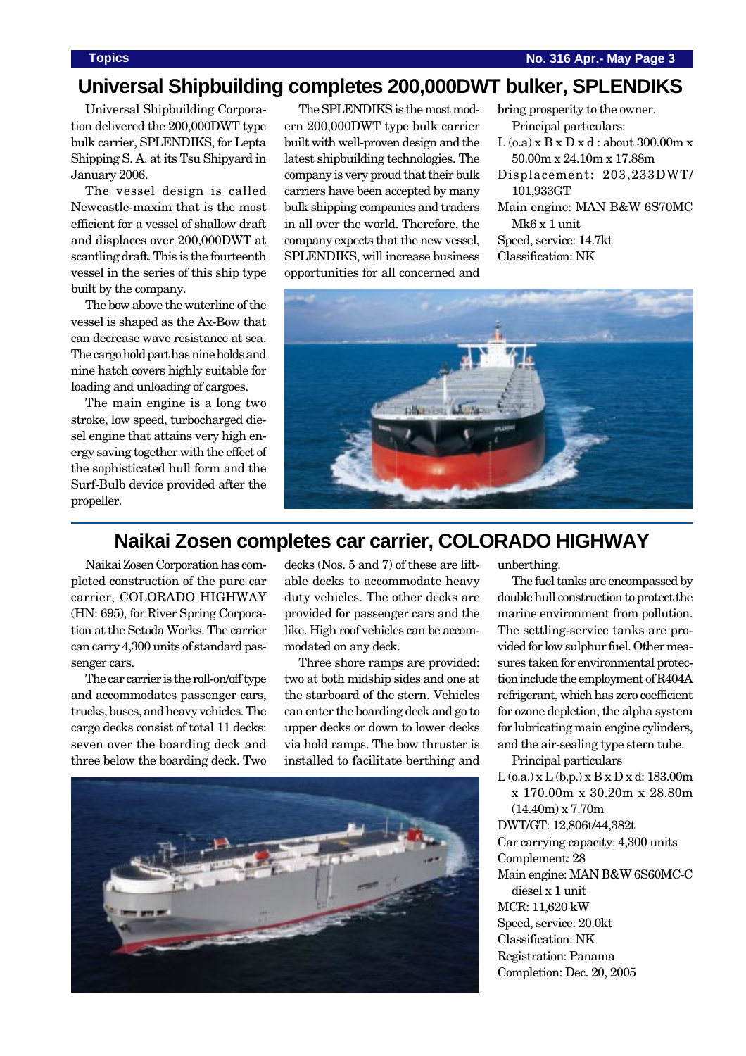## Universal Shipbuilding completes 200,000DWT bulker, SPLENDIKS

Universal Shipbuilding Corporation delivered the 200,000DWT type bulk carrier, SPLENDIKS, for Lepta Shipping S. A. at its Tsu Shipyard in January 2006.

The vessel design is called Newcastle-maxim that is the most efficient for a vessel of shallow draft and displaces over 200,000DWT at scantling draft. This is the fourteenth vessel in the series of this ship type built by the company.

The bow above the waterline of the vessel is shaped as the Ax-Bow that can decrease wave resistance at sea. The cargo hold part has nine holds and nine hatch covers highly suitable for loading and unloading of cargoes.

The main engine is a long two stroke, low speed, turbocharged diesel engine that attains very high energy saving together with the effect of the sophisticated hull form and the Surf-Bulb device provided after the propeller.

The SPLENDIKS is the most modern 200,000DWT type bulk carrier built with well-proven design and the latest shipbuilding technologies. The company is very proud that their bulk carriers have been accepted by many bulk shipping companies and traders in all over the world. Therefore, the company expects that the new vessel, SPLENDIKS, will increase business opportunities for all concerned and bring prosperity to the owner.

Principal particulars:

L (o.a) x B x D x d : about 300.00m x 50.00m x 24.10m x 17.88m
Displacement: 203,233DWT/ 101,933GT
Main engine: MAN B&W 6S70MC Mk6 x 1 unit
Speed, service: 14.7kt
Classification: NK

## Naikai Zosen completes car carrier, COLORADO HIGHWAY

Naikai Zosen Corporation has completed construction of the pure car carrier, COLORADO HIGHWAY (HN: 695), for River Spring Corporation at the Setoda Works. The carrier can carry 4,300 units of standard passenger cars.

The car carrier is the roll-on/off type and accommodates passenger cars, trucks, buses, and heavy vehicles. The cargo decks consist of total 11 decks: seven over the boarding deck and three below the boarding deck. Two decks (Nos. 5 and 7) of these are liftable decks to accommodate heavy duty vehicles. The other decks are provided for passenger cars and the like. High roof vehicles can be accommodated on any deck.

Three shore ramps are provided: two at both midship sides and one at the starboard of the stern. Vehicles can enter the boarding deck and go to upper decks or down to lower decks via hold ramps. The bow thruster is installed to facilitate berthing and unberthing.

The fuel tanks are encompassed by double hull construction to protect the marine environment from pollution. The settling-service tanks are provided for low sulphur fuel. Other measures taken for environmental protection include the employment of R404A refrigerant, which has zero coefficient for ozone depletion, the alpha system for lubricating main engine cylinders, and the air-sealing type stern tube.

Principal particulars

L (o.a.) x L (b.p.) x B x D x d: 183.00m x 170.00m x 30.20m x 28.80m (14.40m) x 7.70m
DWT/GT: 12,806t/44,382t
Car carrying capacity: 4,300 units
Complement: 28
Main engine: MAN B&W 6S60MC-C diesel x 1 unit
MCR: 11,620 kW
Speed, service: 20.0kt
Classification: NK
Registration: Panama
Completion: Dec. 20, 2005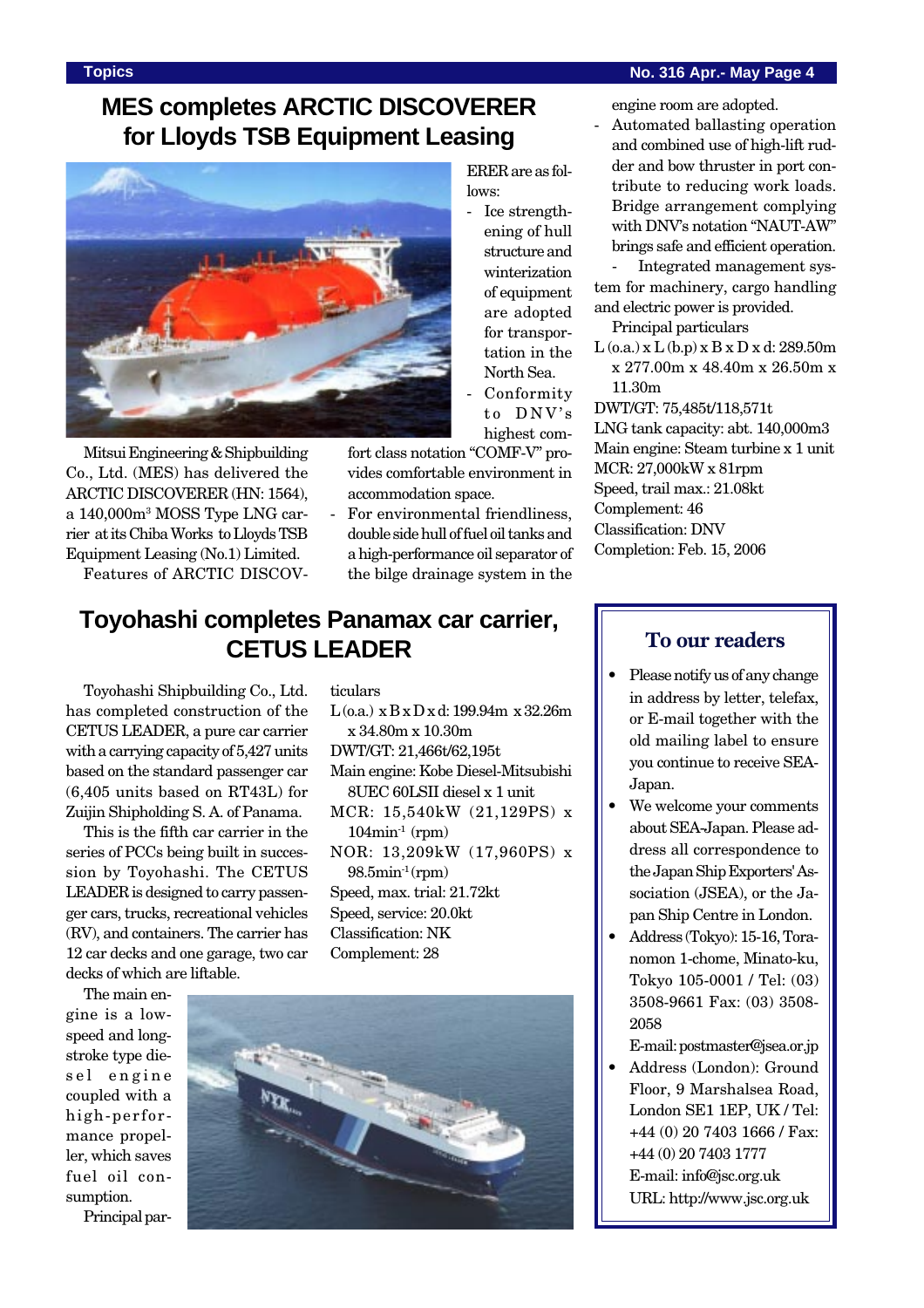# MES completes ARCTIC DISCOVERER for Lloyds TSB Equipment Leasing

Mitsui Engineering & Shipbuilding Co., Ltd. (MES) has delivered the ARCTIC DISCOVERER (HN: 1564), a 140,000m[3] MOSS Type LNG carrier at its Chiba Works to Lloyds TSB Equipment Leasing (No.1) Limited.

Features of ARCTIC DISCOVERER are as follows:

- Ice strengthening of hull structure and winterization of equipment are adopted for transportation in the North Sea.
- Conformity to DNV's highest comfort class notation "COMF-V" provides comfortable environment in accommodation space.
- For environmental friendliness, double side hull of fuel oil tanks and a high-performance oil separator of the bilge drainage system in the engine room are adopted.
- Automated ballasting operation and combined use of high-lift rudder and bow thruster in port contribute to reducing work loads. Bridge arrangement complying with DNV's notation "NAUT-AW" brings safe and efficient operation.
- Integrated management system for machinery, cargo handling and electric power is provided.

Principal particulars

L (o.a.) x L (b.p) x B x D x d: 289.50m x 277.00m x 48.40m x 26.50m x 11.30m
DWT/GT: 75,485t/118,571t
LNG tank capacity: abt. 140,000m3
Main engine: Steam turbine x 1 unit
MCR: 27,000kW x 81rpm
Speed, trail max.: 21.08kt
Complement: 46
Classification: DNV
Completion: Feb. 15, 2006

# Toyohashi completes Panamax car carrier, CETUS LEADER

Toyohashi Shipbuilding Co., Ltd. has completed construction of the CETUS LEADER, a pure car carrier with a carrying capacity of 5,427 units based on the standard passenger car (6,405 units based on RT43L) for Zuijin Shipholding S. A. of Panama.

This is the fifth car carrier in the series of PCCs being built in succession by Toyohashi. The CETUS LEADER is designed to carry passenger cars, trucks, recreational vehicles (RV), and containers. The carrier has 12 car decks and one garage, two car decks of which are liftable.

The main engine is a low-speed and long-stroke type diesel engine coupled with a high-performance propeller, which saves fuel oil consumption.

Principal particulars

L (o.a.) x B x D x d: 199.94m x 32.26m x 34.80m x 10.30m
DWT/GT: 21,466t/62,195t
Main engine: Kobe Diesel-Mitsubishi 8UEC 60LSII diesel x 1 unit
MCR: 15,540kW (21,129PS) x 104min$^{-1}$ (rpm)
NOR: 13,209kW (17,960PS) x 98.5min$^{-1}$ (rpm)
Speed, max. trial: 21.72kt
Speed, service: 20.0kt
Classification: NK
Complement: 28

## To our readers

- Please notify us of any change in address by letter, telefax, or E-mail together with the old mailing label to ensure you continue to receive SEA-Japan.
- We welcome your comments about SEA-Japan. Please address all correspondence to the Japan Ship Exporters' Association (JSEA), or the Japan Ship Centre in London.
- Address (Tokyo): 15-16, Toranomon 1-chome, Minato-ku, Tokyo 105-0001 / Tel: (03) 3508-9661 Fax: (03) 3508-2058
  E-mail: postmaster@jsea.or.jp
- Address (London): Ground Floor, 9 Marshalsea Road, London SE1 1EP, UK / Tel: +44 (0) 20 7403 1666 / Fax: +44 (0) 20 7403 1777
  E-mail: info@jsc.org.uk
  URL: http://www.jsc.org.uk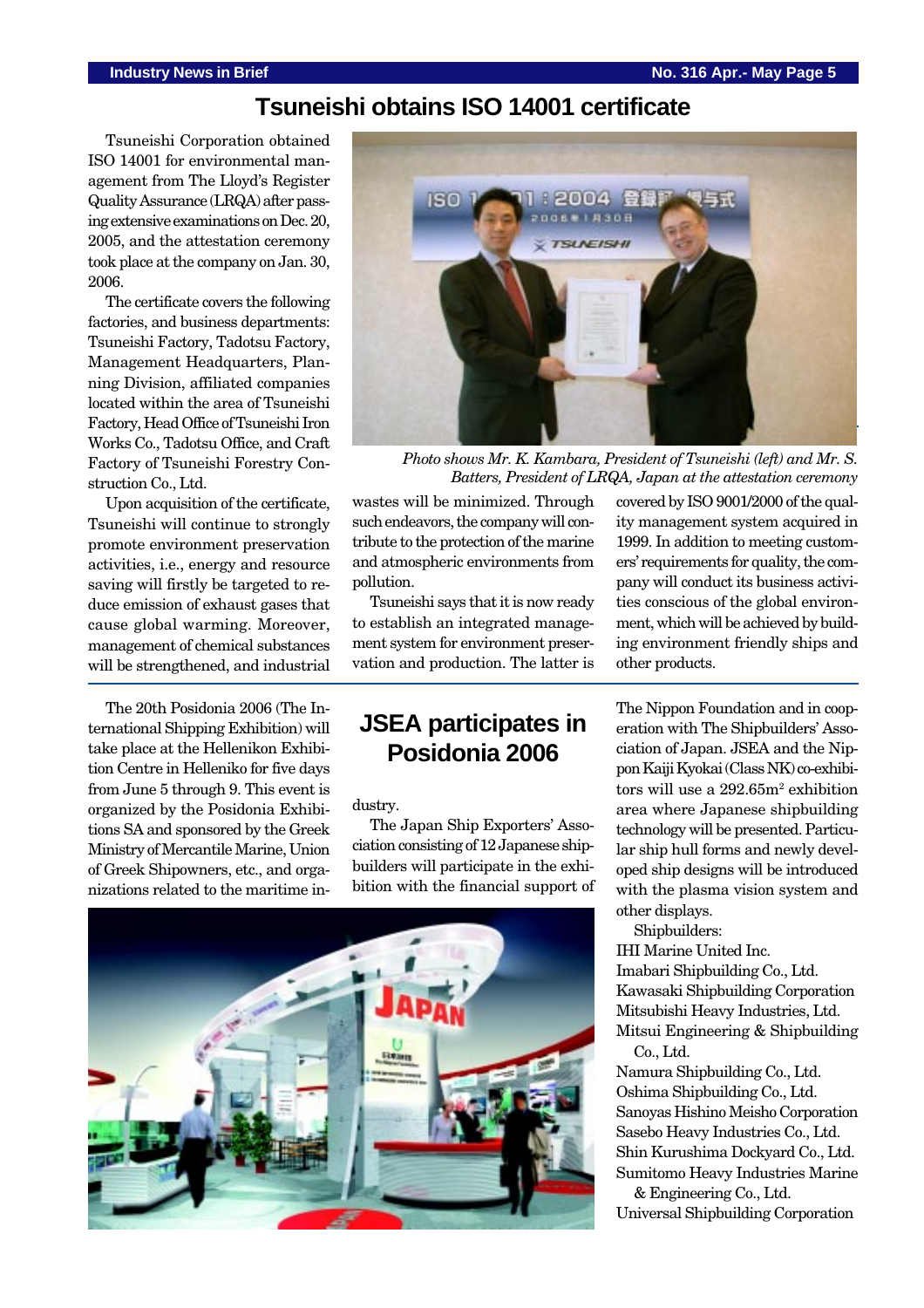# Tsuneishi obtains ISO 14001 certificate

Tsuneishi Corporation obtained ISO 14001 for environmental management from The Lloyd's Register Quality Assurance (LRQA) after passing extensive examinations on Dec. 20, 2005, and the attestation ceremony took place at the company on Jan. 30, 2006.

The certificate covers the following factories, and business departments: Tsuneishi Factory, Tadotsu Factory, Management Headquarters, Planning Division, affiliated companies located within the area of Tsuneishi Factory, Head Office of Tsuneishi Iron Works Co., Tadotsu Office, and Craft Factory of Tsuneishi Forestry Construction Co., Ltd.

Upon acquisition of the certificate, Tsuneishi will continue to strongly promote environment preservation activities, i.e., energy and resource saving will firstly be targeted to reduce emission of exhaust gases that cause global warming. Moreover, management of chemical substances will be strengthened, and industrial wastes will be minimized. Through such endeavors, the company will contribute to the protection of the marine and atmospheric environments from pollution.

*Photo shows Mr. K. Kambara, President of Tsuneishi (left) and Mr. S. Batters, President of LRQA, Japan at the attestation ceremony*

Tsuneishi says that it is now ready to establish an integrated management system for environment preservation and production. The latter is covered by ISO 9001/2000 of the quality management system acquired in 1999. In addition to meeting customers' requirements for quality, the company will conduct its business activities conscious of the global environment, which will be achieved by building environment friendly ships and other products.

# JSEA participates in Posidonia 2006

The 20th Posidonia 2006 (The International Shipping Exhibition) will take place at the Hellenikon Exhibition Centre in Helleniko for five days from June 5 through 9. This event is organized by the Posidonia Exhibitions SA and sponsored by the Greek Ministry of Mercantile Marine, Union of Greek Shipowners, etc., and organizations related to the maritime industry.

The Japan Ship Exporters' Association consisting of 12 Japanese shipbuilders will participate in the exhibition with the financial support of The Nippon Foundation and in cooperation with The Shipbuilders' Association of Japan. JSEA and the Nippon Kaiji Kyokai (Class NK) co-exhibitors will use a 292.65m² exhibition area where Japanese shipbuilding technology will be presented. Particular ship hull forms and newly developed ship designs will be introduced with the plasma vision system and other displays.

Shipbuilders:

- IHI Marine United Inc.
- Imabari Shipbuilding Co., Ltd.
- Kawasaki Shipbuilding Corporation
- Mitsubishi Heavy Industries, Ltd.
- Mitsui Engineering & Shipbuilding Co., Ltd.
- Namura Shipbuilding Co., Ltd.
- Oshima Shipbuilding Co., Ltd.
- Sanoyas Hishino Meisho Corporation
- Sasebo Heavy Industries Co., Ltd.
- Shin Kurushima Dockyard Co., Ltd.
- Sumitomo Heavy Industries Marine & Engineering Co., Ltd.
- Universal Shipbuilding Corporation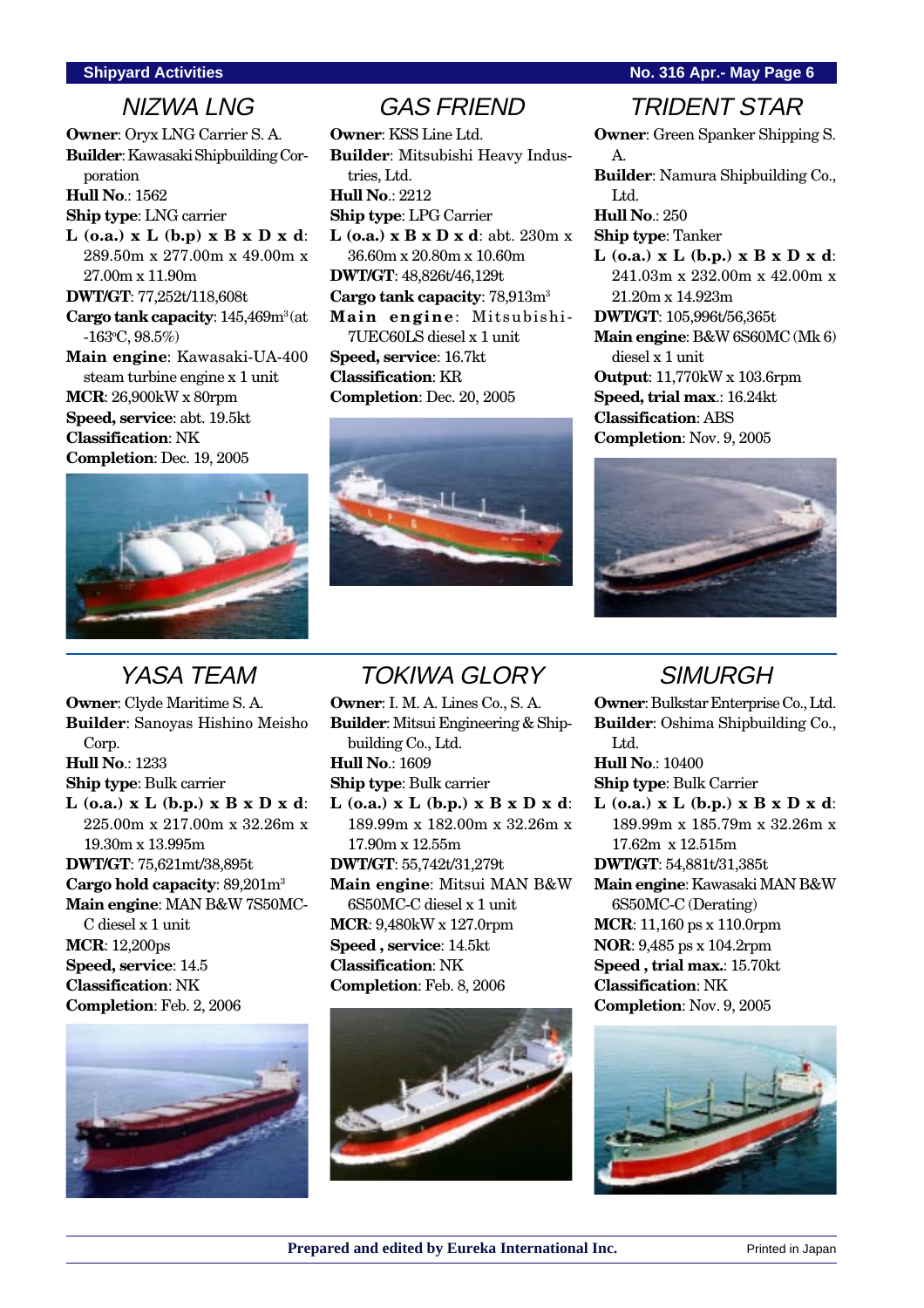## NIZWA LNG

**Owner**: Oryx LNG Carrier S. A.
**Builder**: Kawasaki Shipbuilding Corporation
**Hull No.**: 1562
**Ship type**: LNG carrier
**L (o.a.) x L (b.p) x B x D x d**: 289.50m x 277.00m x 49.00m x 27.00m x 11.90m
**DWT/GT**: 77,252t/118,608t
**Cargo tank capacity**: 145,469m$^3$ (at -163°C, 98.5%)
**Main engine**: Kawasaki-UA-400 steam turbine engine x 1 unit
**MCR**: 26,900kW x 80rpm
**Speed, service**: abt. 19.5kt
**Classification**: NK
**Completion**: Dec. 19, 2005

## GAS FRIEND

**Owner**: KSS Line Ltd.
**Builder**: Mitsubishi Heavy Industries, Ltd.
**Hull No.**: 2212
**Ship type**: LPG Carrier
**L (o.a.) x B x D x d**: abt. 230m x 36.60m x 20.80m x 10.60m
**DWT/GT**: 48,826t/46,129t
**Cargo tank capacity**: 78,913m$^3$
**Main engine**: Mitsubishi-7UEC60LS diesel x 1 unit
**Speed, service**: 16.7kt
**Classification**: KR
**Completion**: Dec. 20, 2005

## TRIDENT STAR

**Owner**: Green Spanker Shipping S. A.
**Builder**: Namura Shipbuilding Co., Ltd.
**Hull No.**: 250
**Ship type**: Tanker
**L (o.a.) x L (b.p.) x B x D x d**: 241.03m x 232.00m x 42.00m x 21.20m x 14.923m
**DWT/GT**: 105,996t/56,365t
**Main engine**: B&W 6S60MC (Mk 6) diesel x 1 unit
**Output**: 11,770kW x 103.6rpm
**Speed, trial max.**: 16.24kt
**Classification**: ABS
**Completion**: Nov. 9, 2005

## YASA TEAM

**Owner**: Clyde Maritime S. A.
**Builder**: Sanoyas Hishino Meisho Corp.
**Hull No.**: 1233
**Ship type**: Bulk carrier
**L (o.a.) x L (b.p.) x B x D x d**: 225.00m x 217.00m x 32.26m x 19.30m x 13.995m
**DWT/GT**: 75,621mt/38,895t
**Cargo hold capacity**: 89,201m$^3$
**Main engine**: MAN B&W 7S50MC-C diesel x 1 unit
**MCR**: 12,200ps
**Speed, service**: 14.5
**Classification**: NK
**Completion**: Feb. 2, 2006

## TOKIWA GLORY

**Owner**: I. M. A. Lines Co., S. A.
**Builder**: Mitsui Engineering & Shipbuilding Co., Ltd.
**Hull No.**: 1609
**Ship type**: Bulk carrier
**L (o.a.) x L (b.p.) x B x D x d**: 189.99m x 182.00m x 32.26m x 17.90m x 12.55m
**DWT/GT**: 55,742t/31,279t
**Main engine**: Mitsui MAN B&W 6S50MC-C diesel x 1 unit
**MCR**: 9,480kW x 127.0rpm
**Speed , service**: 14.5kt
**Classification**: NK
**Completion**: Feb. 8, 2006

## SIMURGH

**Owner**: Bulkstar Enterprise Co., Ltd.
**Builder**: Oshima Shipbuilding Co., Ltd.
**Hull No.**: 10400
**Ship type**: Bulk Carrier
**L (o.a.) x L (b.p.) x B x D x d**: 189.99m x 185.79m x 32.26m x 17.62m x 12.515m
**DWT/GT**: 54,881t/31,385t
**Main engine**: Kawasaki MAN B&W 6S50MC-C (Derating)
**MCR**: 11,160 ps x 110.0rpm
**NOR**: 9,485 ps x 104.2rpm
**Speed , trial max.**: 15.70kt
**Classification**: NK
**Completion**: Nov. 9, 2005

**Prepared and edited by Eureka International Inc.**

Printed in Japan